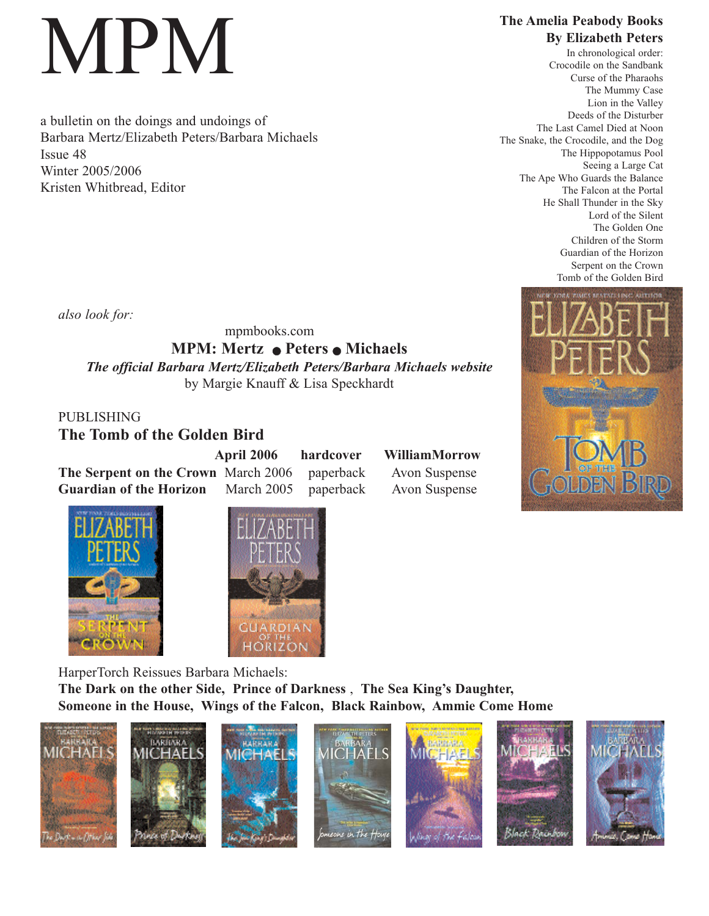# MPM

a bulletin on the doings and undoings of
Barbara Mertz/Elizabeth Peters/Barbara Michaels
Issue 48
Winter 2005/2006
Kristen Whitbread, Editor

**The Amelia Peabody Books**
**By Elizabeth Peters**

In chronological order:
Crocodile on the Sandbank
Curse of the Pharaohs
The Mummy Case
Lion in the Valley
Deeds of the Disturber
The Last Camel Died at Noon
The Snake, the Crocodile, and the Dog
The Hippopotamus Pool
Seeing a Large Cat
The Ape Who Guards the Balance
The Falcon at the Portal
He Shall Thunder in the Sky
Lord of the Silent
The Golden One
Children of the Storm
Guardian of the Horizon
Serpent on the Crown
Tomb of the Golden Bird

*also look for:*

mpmbooks.com
**MPM: Mertz ● Peters ● Michaels**
***The official Barbara Mertz/Elizabeth Peters/Barbara Michaels website***
by Margie Knauff & Lisa Speckhardt

PUBLISHING

| **The Tomb of the Golden Bird** | **April 2006** | **hardcover** | **WilliamMorrow** |
|---|---|---|---|
| **The Serpent on the Crown** | March 2006 | paperback | Avon Suspense |
| **Guardian of the Horizon** | March 2005 | paperback | Avon Suspense |

HarperTorch Reissues Barbara Michaels:
**The Dark on the other Side, Prince of Darkness , The Sea King's Daughter, Someone in the House, Wings of the Falcon, Black Rainbow, Ammie Come Home**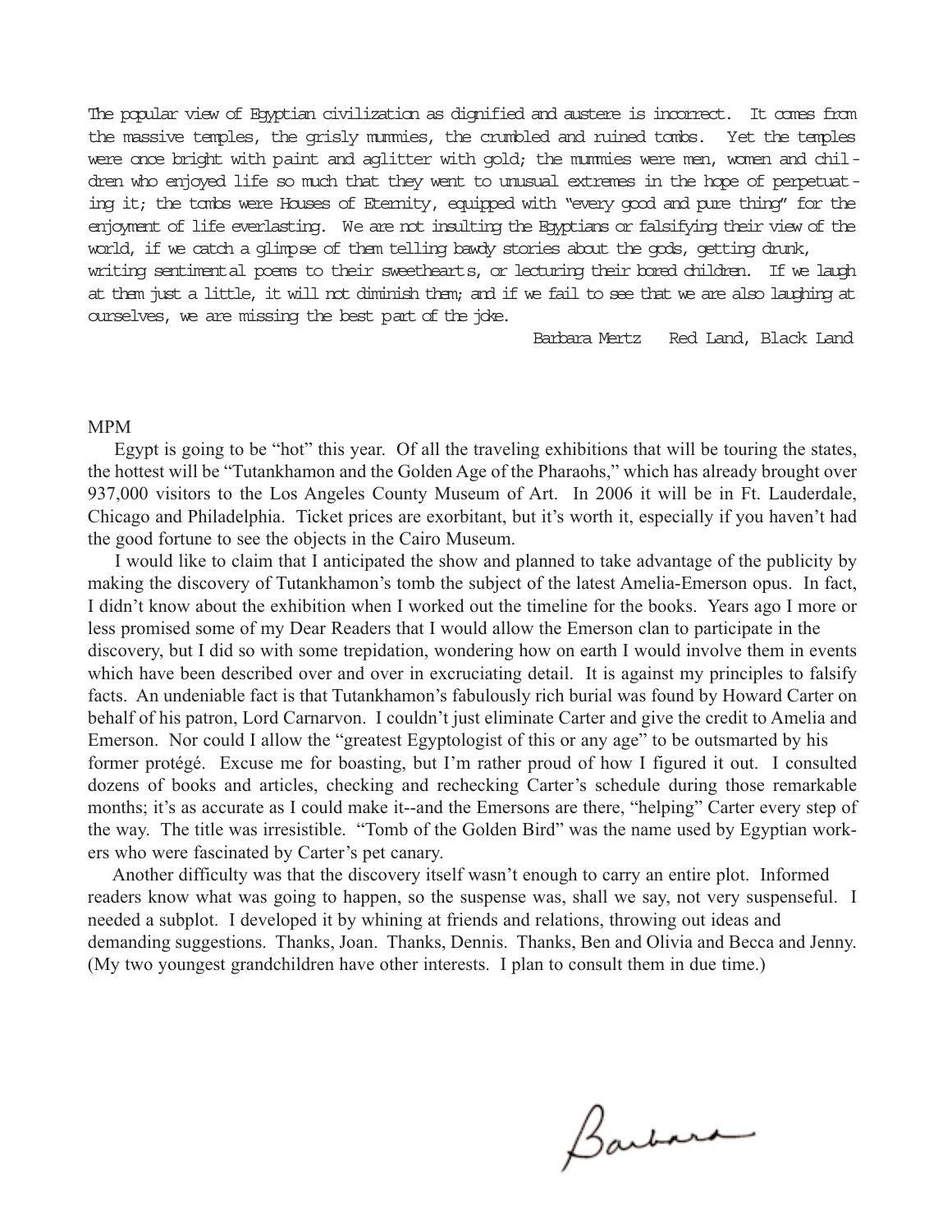The popular view of Egyptian civilization as dignified and austere is incorrect. It comes from the massive temples, the grisly mummies, the crumbled and ruined tombs. Yet the temples were once bright with paint and aglitter with gold; the mummies were men, women and children who enjoyed life so much that they went to unusual extremes in the hope of perpetuating it; the tombs were Houses of Eternity, equipped with "every good and pure thing" for the enjoyment of life everlasting. We are not insulting the Egyptians or falsifying their view of the world, if we catch a glimpse of them telling bawdy stories about the gods, getting drunk, writing sentimental poems to their sweethearts, or lecturing their bored children. If we laugh at them just a little, it will not diminish them; and if we fail to see that we are also laughing at ourselves, we are missing the best part of the joke.

Barbara Mertz   Red Land, Black Land

MPM

Egypt is going to be "hot" this year. Of all the traveling exhibitions that will be touring the states, the hottest will be "Tutankhamon and the Golden Age of the Pharaohs," which has already brought over 937,000 visitors to the Los Angeles County Museum of Art. In 2006 it will be in Ft. Lauderdale, Chicago and Philadelphia. Ticket prices are exorbitant, but it's worth it, especially if you haven't had the good fortune to see the objects in the Cairo Museum.

I would like to claim that I anticipated the show and planned to take advantage of the publicity by making the discovery of Tutankhamon's tomb the subject of the latest Amelia-Emerson opus. In fact, I didn't know about the exhibition when I worked out the timeline for the books. Years ago I more or less promised some of my Dear Readers that I would allow the Emerson clan to participate in the discovery, but I did so with some trepidation, wondering how on earth I would involve them in events which have been described over and over in excruciating detail. It is against my principles to falsify facts. An undeniable fact is that Tutankhamon's fabulously rich burial was found by Howard Carter on behalf of his patron, Lord Carnarvon. I couldn't just eliminate Carter and give the credit to Amelia and Emerson. Nor could I allow the "greatest Egyptologist of this or any age" to be outsmarted by his former protégé. Excuse me for boasting, but I'm rather proud of how I figured it out. I consulted dozens of books and articles, checking and rechecking Carter's schedule during those remarkable months; it's as accurate as I could make it--and the Emersons are there, "helping" Carter every step of the way. The title was irresistible. "Tomb of the Golden Bird" was the name used by Egyptian workers who were fascinated by Carter's pet canary.

Another difficulty was that the discovery itself wasn't enough to carry an entire plot. Informed readers know what was going to happen, so the suspense was, shall we say, not very suspenseful. I needed a subplot. I developed it by whining at friends and relations, throwing out ideas and demanding suggestions. Thanks, Joan. Thanks, Dennis. Thanks, Ben and Olivia and Becca and Jenny. (My two youngest grandchildren have other interests. I plan to consult them in due time.)

Barbara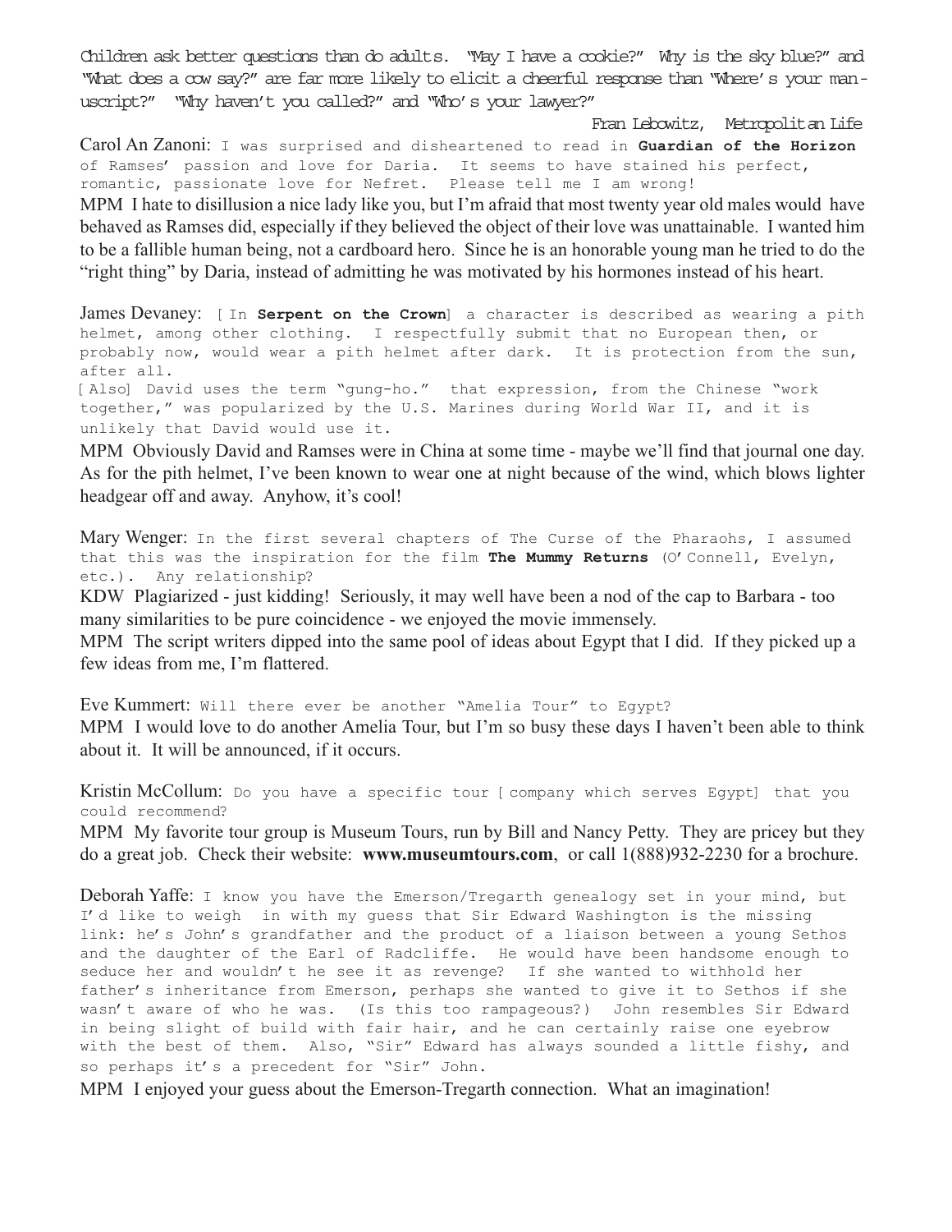Children ask better questions than do adults. "May I have a cookie?" Why is the sky blue?" and "What does a cow say?" are far more likely to elicit a cheerful response than "Where's your manuscript?" "Why haven't you called?" and "Who's your lawyer?"

Fran Lebowitz, *Metropolitan Life*

Carol An Zanoni: I was surprised and disheartened to read in **Guardian of the Horizon** of Ramses' passion and love for Daria. It seems to have stained his perfect, romantic, passionate love for Nefret. Please tell me I am wrong!

MPM I hate to disillusion a nice lady like you, but I'm afraid that most twenty year old males would have behaved as Ramses did, especially if they believed the object of their love was unattainable. I wanted him to be a fallible human being, not a cardboard hero. Since he is an honorable young man he tried to do the "right thing" by Daria, instead of admitting he was motivated by his hormones instead of his heart.

James Devaney: [In **Serpent on the Crown**] a character is described as wearing a pith helmet, among other clothing. I respectfully submit that no European then, or probably now, would wear a pith helmet after dark. It is protection from the sun, after all.
[Also] David uses the term "gung-ho." that expression, from the Chinese "work together," was popularized by the U.S. Marines during World War II, and it is unlikely that David would use it.

MPM Obviously David and Ramses were in China at some time - maybe we'll find that journal one day. As for the pith helmet, I've been known to wear one at night because of the wind, which blows lighter headgear off and away. Anyhow, it's cool!

Mary Wenger: In the first several chapters of The Curse of the Pharaohs, I assumed that this was the inspiration for the film **The Mummy Returns** (O'Connell, Evelyn, etc.). Any relationship?

KDW Plagiarized - just kidding! Seriously, it may well have been a nod of the cap to Barbara - too many similarities to be pure coincidence - we enjoyed the movie immensely.

MPM The script writers dipped into the same pool of ideas about Egypt that I did. If they picked up a few ideas from me, I'm flattered.

Eve Kummert: Will there ever be another "Amelia Tour" to Egypt?

MPM I would love to do another Amelia Tour, but I'm so busy these days I haven't been able to think about it. It will be announced, if it occurs.

Kristin McCollum: Do you have a specific tour [company which serves Egypt] that you could recommend?

MPM My favorite tour group is Museum Tours, run by Bill and Nancy Petty. They are pricey but they do a great job. Check their website: **www.museumtours.com**, or call 1(888)932-2230 for a brochure.

Deborah Yaffe: I know you have the Emerson/Tregarth genealogy set in your mind, but I'd like to weigh in with my guess that Sir Edward Washington is the missing link: he's John's grandfather and the product of a liaison between a young Sethos and the daughter of the Earl of Radcliffe. He would have been handsome enough to seduce her and wouldn't he see it as revenge? If she wanted to withhold her father's inheritance from Emerson, perhaps she wanted to give it to Sethos if she wasn't aware of who he was. (Is this too rampageous?) John resembles Sir Edward in being slight of build with fair hair, and he can certainly raise one eyebrow with the best of them. Also, "Sir" Edward has always sounded a little fishy, and so perhaps it's a precedent for "Sir" John.

MPM I enjoyed your guess about the Emerson-Tregarth connection. What an imagination!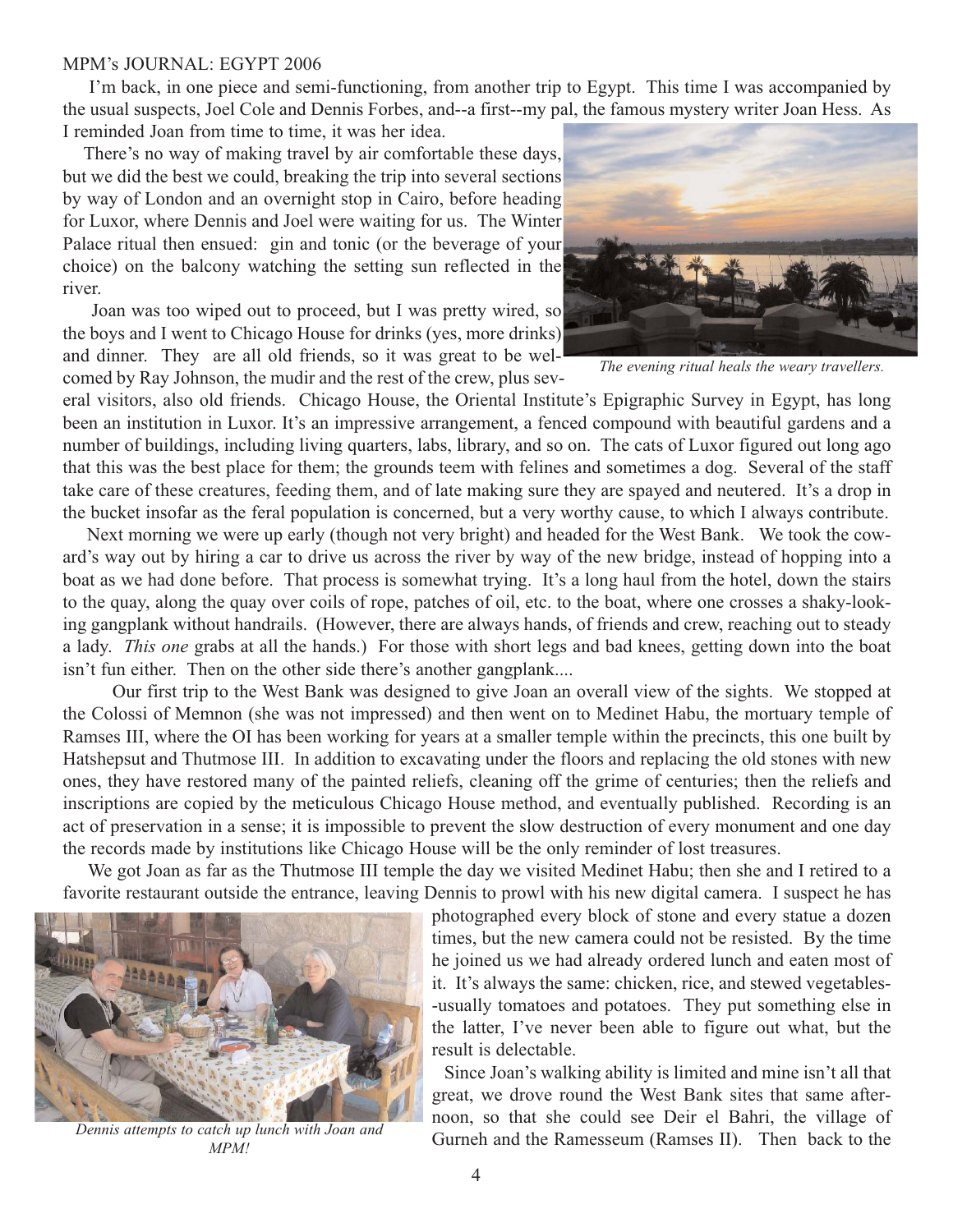MPM's JOURNAL: EGYPT 2006

I'm back, in one piece and semi-functioning, from another trip to Egypt. This time I was accompanied by the usual suspects, Joel Cole and Dennis Forbes, and--a first--my pal, the famous mystery writer Joan Hess. As I reminded Joan from time to time, it was her idea.

There's no way of making travel by air comfortable these days, but we did the best we could, breaking the trip into several sections by way of London and an overnight stop in Cairo, before heading for Luxor, where Dennis and Joel were waiting for us. The Winter Palace ritual then ensued: gin and tonic (or the beverage of your choice) on the balcony watching the setting sun reflected in the river.

*The evening ritual heals the weary travellers.*

Joan was too wiped out to proceed, but I was pretty wired, so the boys and I went to Chicago House for drinks (yes, more drinks) and dinner. They are all old friends, so it was great to be welcomed by Ray Johnson, the mudir and the rest of the crew, plus several visitors, also old friends. Chicago House, the Oriental Institute's Epigraphic Survey in Egypt, has long been an institution in Luxor. It's an impressive arrangement, a fenced compound with beautiful gardens and a number of buildings, including living quarters, labs, library, and so on. The cats of Luxor figured out long ago that this was the best place for them; the grounds teem with felines and sometimes a dog. Several of the staff take care of these creatures, feeding them, and of late making sure they are spayed and neutered. It's a drop in the bucket insofar as the feral population is concerned, but a very worthy cause, to which I always contribute.

Next morning we were up early (though not very bright) and headed for the West Bank. We took the coward's way out by hiring a car to drive us across the river by way of the new bridge, instead of hopping into a boat as we had done before. That process is somewhat trying. It's a long haul from the hotel, down the stairs to the quay, along the quay over coils of rope, patches of oil, etc. to the boat, where one crosses a shaky-looking gangplank without handrails. (However, there are always hands, of friends and crew, reaching out to steady a lady. *This one* grabs at all the hands.) For those with short legs and bad knees, getting down into the boat isn't fun either. Then on the other side there's another gangplank....

Our first trip to the West Bank was designed to give Joan an overall view of the sights. We stopped at the Colossi of Memnon (she was not impressed) and then went on to Medinet Habu, the mortuary temple of Ramses III, where the OI has been working for years at a smaller temple within the precincts, this one built by Hatshepsut and Thutmose III. In addition to excavating under the floors and replacing the old stones with new ones, they have restored many of the painted reliefs, cleaning off the grime of centuries; then the reliefs and inscriptions are copied by the meticulous Chicago House method, and eventually published. Recording is an act of preservation in a sense; it is impossible to prevent the slow destruction of every monument and one day the records made by institutions like Chicago House will be the only reminder of lost treasures.

We got Joan as far as the Thutmose III temple the day we visited Medinet Habu; then she and I retired to a favorite restaurant outside the entrance, leaving Dennis to prowl with his new digital camera. I suspect he has photographed every block of stone and every statue a dozen times, but the new camera could not be resisted. By the time he joined us we had already ordered lunch and eaten most of it. It's always the same: chicken, rice, and stewed vegetables--usually tomatoes and potatoes. They put something else in the latter, I've never been able to figure out what, but the result is delectable.

*Dennis attempts to catch up lunch with Joan and MPM!*

Since Joan's walking ability is limited and mine isn't all that great, we drove round the West Bank sites that same afternoon, so that she could see Deir el Bahri, the village of Gurneh and the Ramesseum (Ramses II). Then back to the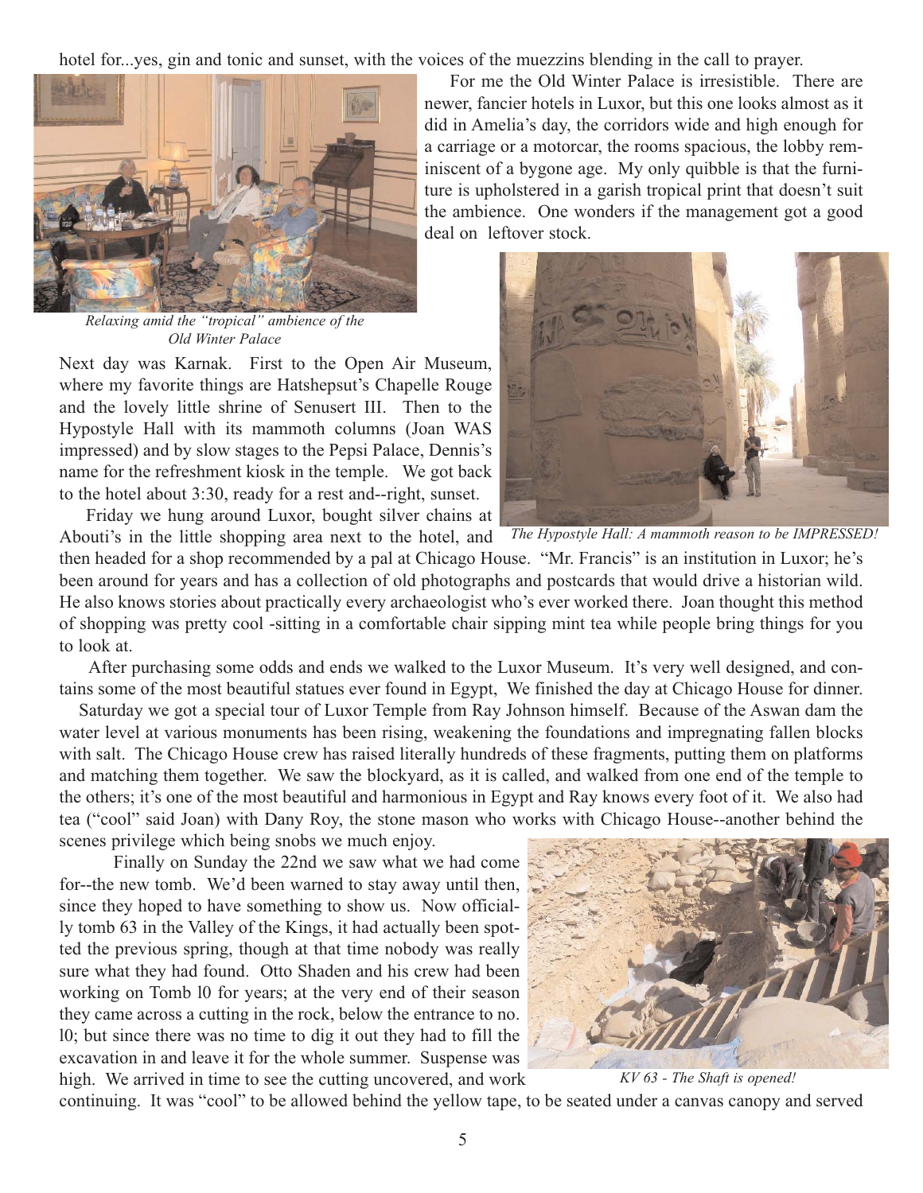hotel for...yes, gin and tonic and sunset, with the voices of the muezzins blending in the call to prayer.

For me the Old Winter Palace is irresistible. There are newer, fancier hotels in Luxor, but this one looks almost as it did in Amelia's day, the corridors wide and high enough for a carriage or a motorcar, the rooms spacious, the lobby reminiscent of a bygone age. My only quibble is that the furniture is upholstered in a garish tropical print that doesn't suit the ambience. One wonders if the management got a good deal on leftover stock.

*Relaxing amid the "tropical" ambience of the Old Winter Palace*

Next day was Karnak. First to the Open Air Museum, where my favorite things are Hatshepsut's Chapelle Rouge and the lovely little shrine of Senusert III. Then to the Hypostyle Hall with its mammoth columns (Joan WAS impressed) and by slow stages to the Pepsi Palace, Dennis's name for the refreshment kiosk in the temple. We got back to the hotel about 3:30, ready for a rest and--right, sunset.

*The Hypostyle Hall: A mammoth reason to be IMPRESSED!*

Friday we hung around Luxor, bought silver chains at Abouti's in the little shopping area next to the hotel, and then headed for a shop recommended by a pal at Chicago House. "Mr. Francis" is an institution in Luxor; he's been around for years and has a collection of old photographs and postcards that would drive a historian wild. He also knows stories about practically every archaeologist who's ever worked there. Joan thought this method of shopping was pretty cool -sitting in a comfortable chair sipping mint tea while people bring things for you to look at.

After purchasing some odds and ends we walked to the Luxor Museum. It's very well designed, and contains some of the most beautiful statues ever found in Egypt, We finished the day at Chicago House for dinner.

Saturday we got a special tour of Luxor Temple from Ray Johnson himself. Because of the Aswan dam the water level at various monuments has been rising, weakening the foundations and impregnating fallen blocks with salt. The Chicago House crew has raised literally hundreds of these fragments, putting them on platforms and matching them together. We saw the blockyard, as it is called, and walked from one end of the temple to the others; it's one of the most beautiful and harmonious in Egypt and Ray knows every foot of it. We also had tea ("cool" said Joan) with Dany Roy, the stone mason who works with Chicago House--another behind the scenes privilege which being snobs we much enjoy.

Finally on Sunday the 22nd we saw what we had come for--the new tomb. We'd been warned to stay away until then, since they hoped to have something to show us. Now officially tomb 63 in the Valley of the Kings, it had actually been spotted the previous spring, though at that time nobody was really sure what they had found. Otto Shaden and his crew had been working on Tomb l0 for years; at the very end of their season they came across a cutting in the rock, below the entrance to no. l0; but since there was no time to dig it out they had to fill the excavation in and leave it for the whole summer. Suspense was high. We arrived in time to see the cutting uncovered, and work continuing. It was "cool" to be allowed behind the yellow tape, to be seated under a canvas canopy and served

*KV 63 - The Shaft is opened!*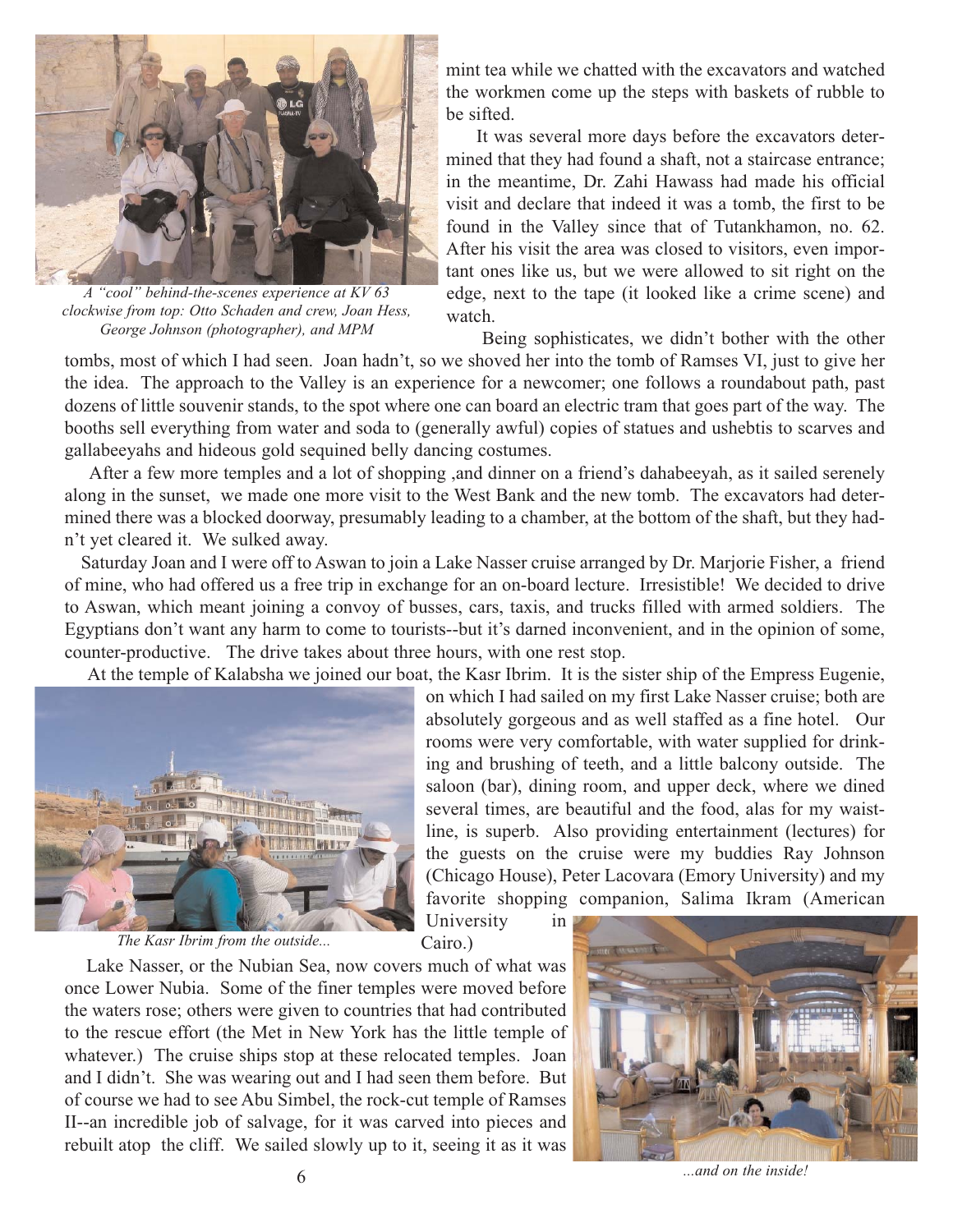*A "cool" behind-the-scenes experience at KV 63 clockwise from top: Otto Schaden and crew, Joan Hess, George Johnson (photographer), and MPM*

mint tea while we chatted with the excavators and watched the workmen come up the steps with baskets of rubble to be sifted.

It was several more days before the excavators determined that they had found a shaft, not a staircase entrance; in the meantime, Dr. Zahi Hawass had made his official visit and declare that indeed it was a tomb, the first to be found in the Valley since that of Tutankhamon, no. 62. After his visit the area was closed to visitors, even important ones like us, but we were allowed to sit right on the edge, next to the tape (it looked like a crime scene) and watch.

Being sophisticates, we didn't bother with the other tombs, most of which I had seen. Joan hadn't, so we shoved her into the tomb of Ramses VI, just to give her the idea. The approach to the Valley is an experience for a newcomer; one follows a roundabout path, past dozens of little souvenir stands, to the spot where one can board an electric tram that goes part of the way. The booths sell everything from water and soda to (generally awful) copies of statues and ushebtis to scarves and gallabeeyahs and hideous gold sequined belly dancing costumes.

After a few more temples and a lot of shopping ,and dinner on a friend's dahabeeyah, as it sailed serenely along in the sunset, we made one more visit to the West Bank and the new tomb. The excavators had determined there was a blocked doorway, presumably leading to a chamber, at the bottom of the shaft, but they hadn't yet cleared it. We sulked away.

Saturday Joan and I were off to Aswan to join a Lake Nasser cruise arranged by Dr. Marjorie Fisher, a friend of mine, who had offered us a free trip in exchange for an on-board lecture. Irresistible! We decided to drive to Aswan, which meant joining a convoy of busses, cars, taxis, and trucks filled with armed soldiers. The Egyptians don't want any harm to come to tourists--but it's darned inconvenient, and in the opinion of some, counter-productive. The drive takes about three hours, with one rest stop.

At the temple of Kalabsha we joined our boat, the Kasr Ibrim. It is the sister ship of the Empress Eugenie, on which I had sailed on my first Lake Nasser cruise; both are absolutely gorgeous and as well staffed as a fine hotel. Our rooms were very comfortable, with water supplied for drinking and brushing of teeth, and a little balcony outside. The saloon (bar), dining room, and upper deck, where we dined several times, are beautiful and the food, alas for my waistline, is superb. Also providing entertainment (lectures) for the guests on the cruise were my buddies Ray Johnson (Chicago House), Peter Lacovara (Emory University) and my favorite shopping companion, Salima Ikram (American University in Cairo.)

*The Kasr Ibrim from the outside...*

Lake Nasser, or the Nubian Sea, now covers much of what was once Lower Nubia. Some of the finer temples were moved before the waters rose; others were given to countries that had contributed to the rescue effort (the Met in New York has the little temple of whatever.) The cruise ships stop at these relocated temples. Joan and I didn't. She was wearing out and I had seen them before. But of course we had to see Abu Simbel, the rock-cut temple of Ramses II--an incredible job of salvage, for it was carved into pieces and rebuilt atop the cliff. We sailed slowly up to it, seeing it as it was

*...and on the inside!*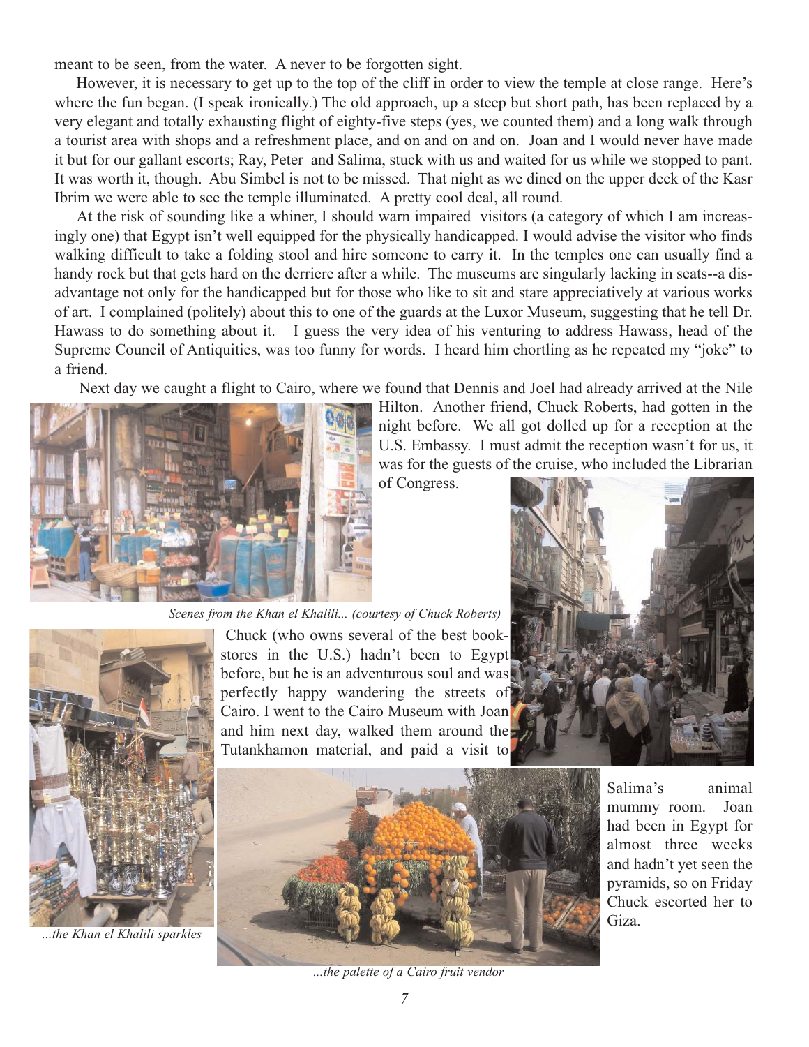meant to be seen, from the water. A never to be forgotten sight.

However, it is necessary to get up to the top of the cliff in order to view the temple at close range. Here's where the fun began. (I speak ironically.) The old approach, up a steep but short path, has been replaced by a very elegant and totally exhausting flight of eighty-five steps (yes, we counted them) and a long walk through a tourist area with shops and a refreshment place, and on and on and on. Joan and I would never have made it but for our gallant escorts; Ray, Peter and Salima, stuck with us and waited for us while we stopped to pant. It was worth it, though. Abu Simbel is not to be missed. That night as we dined on the upper deck of the Kasr Ibrim we were able to see the temple illuminated. A pretty cool deal, all round.

At the risk of sounding like a whiner, I should warn impaired visitors (a category of which I am increasingly one) that Egypt isn't well equipped for the physically handicapped. I would advise the visitor who finds walking difficult to take a folding stool and hire someone to carry it. In the temples one can usually find a handy rock but that gets hard on the derriere after a while. The museums are singularly lacking in seats--a disadvantage not only for the handicapped but for those who like to sit and stare appreciatively at various works of art. I complained (politely) about this to one of the guards at the Luxor Museum, suggesting that he tell Dr. Hawass to do something about it. I guess the very idea of his venturing to address Hawass, head of the Supreme Council of Antiquities, was too funny for words. I heard him chortling as he repeated my "joke" to a friend.

Next day we caught a flight to Cairo, where we found that Dennis and Joel had already arrived at the Nile Hilton. Another friend, Chuck Roberts, had gotten in the night before. We all got dolled up for a reception at the U.S. Embassy. I must admit the reception wasn't for us, it was for the guests of the cruise, who included the Librarian of Congress.

*Scenes from the Khan el Khalili... (courtesy of Chuck Roberts)*

Chuck (who owns several of the best bookstores in the U.S.) hadn't been to Egypt before, but he is an adventurous soul and was perfectly happy wandering the streets of Cairo. I went to the Cairo Museum with Joan and him next day, walked them around the Tutankhamon material, and paid a visit to Salima's animal mummy room. Joan had been in Egypt for almost three weeks and hadn't yet seen the pyramids, so on Friday Chuck escorted her to Giza.

*...the Khan el Khalili sparkles*

*...the palette of a Cairo fruit vendor*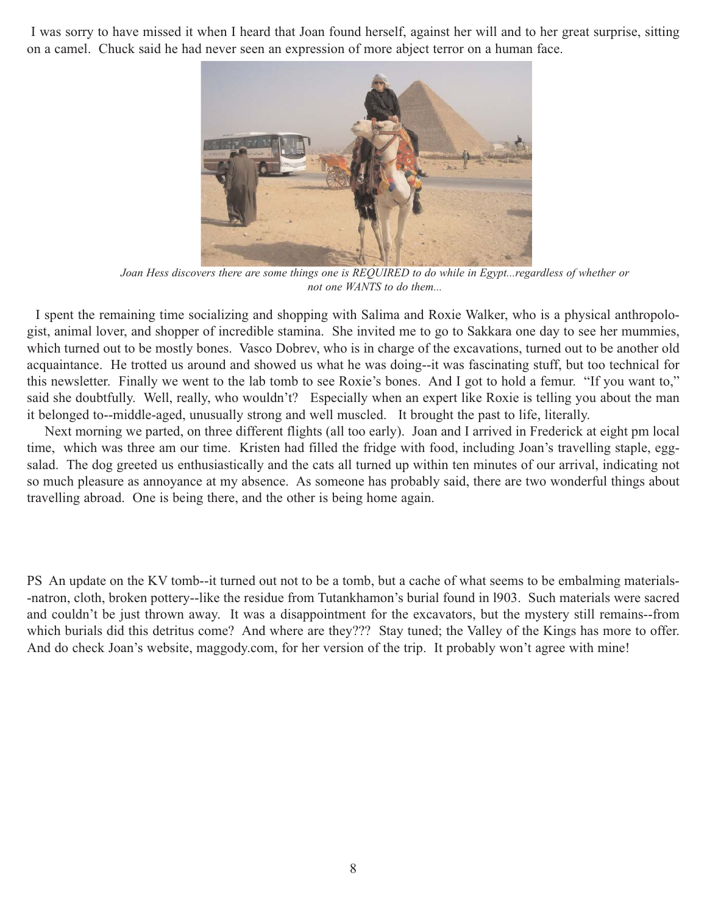I was sorry to have missed it when I heard that Joan found herself, against her will and to her great surprise, sitting on a camel. Chuck said he had never seen an expression of more abject terror on a human face.

*Joan Hess discovers there are some things one is REQUIRED to do while in Egypt...regardless of whether or not one WANTS to do them...*

I spent the remaining time socializing and shopping with Salima and Roxie Walker, who is a physical anthropologist, animal lover, and shopper of incredible stamina. She invited me to go to Sakkara one day to see her mummies, which turned out to be mostly bones. Vasco Dobrev, who is in charge of the excavations, turned out to be another old acquaintance. He trotted us around and showed us what he was doing--it was fascinating stuff, but too technical for this newsletter. Finally we went to the lab tomb to see Roxie's bones. And I got to hold a femur. "If you want to," said she doubtfully. Well, really, who wouldn't? Especially when an expert like Roxie is telling you about the man it belonged to--middle-aged, unusually strong and well muscled. It brought the past to life, literally.

Next morning we parted, on three different flights (all too early). Joan and I arrived in Frederick at eight pm local time, which was three am our time. Kristen had filled the fridge with food, including Joan's travelling staple, egg-salad. The dog greeted us enthusiastically and the cats all turned up within ten minutes of our arrival, indicating not so much pleasure as annoyance at my absence. As someone has probably said, there are two wonderful things about travelling abroad. One is being there, and the other is being home again.

PS An update on the KV tomb--it turned out not to be a tomb, but a cache of what seems to be embalming materials--natron, cloth, broken pottery--like the residue from Tutankhamon's burial found in l903. Such materials were sacred and couldn't be just thrown away. It was a disappointment for the excavators, but the mystery still remains--from which burials did this detritus come? And where are they??? Stay tuned; the Valley of the Kings has more to offer. And do check Joan's website, maggody.com, for her version of the trip. It probably won't agree with mine!